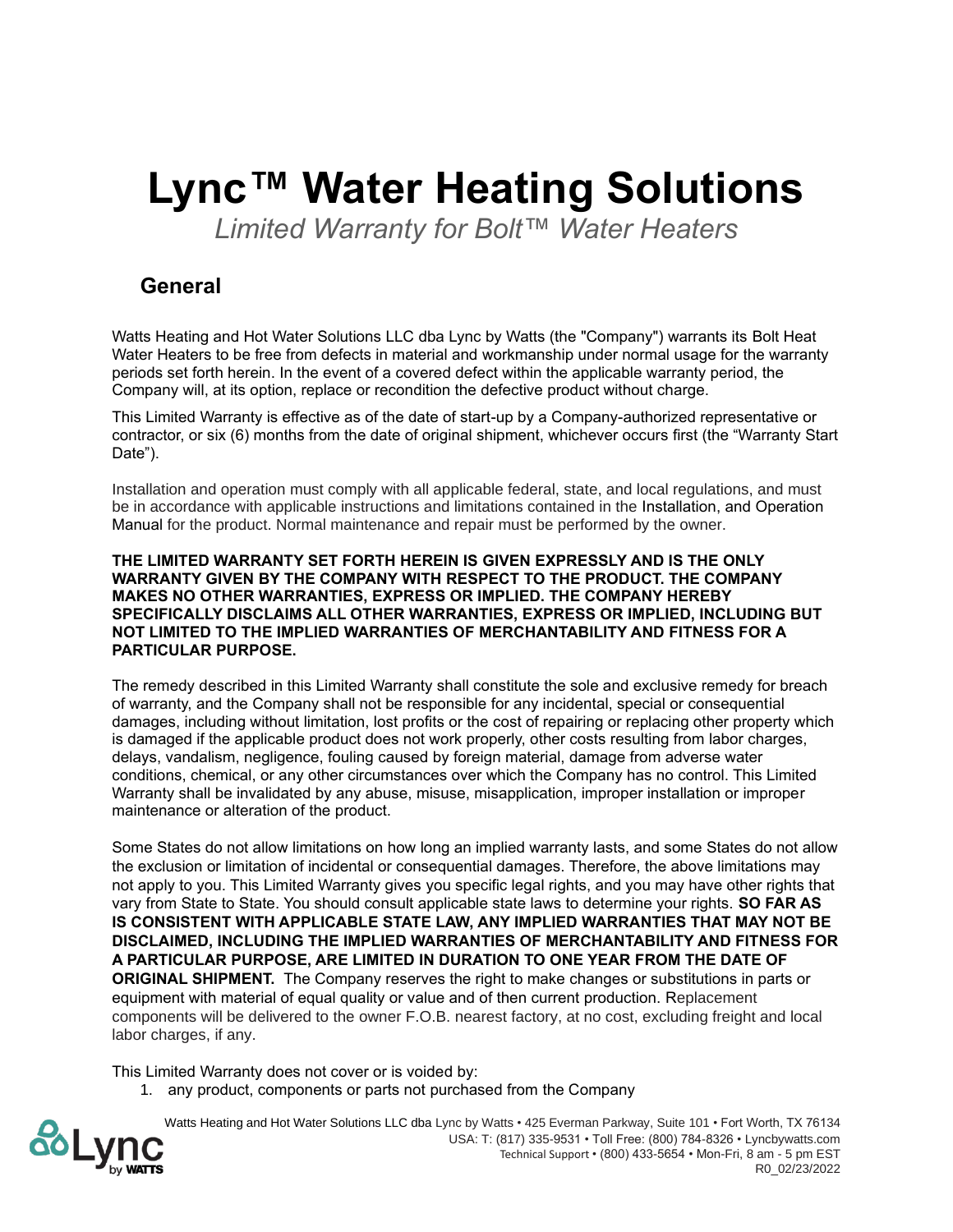# Lync™ Water Heating Solutions

*Limited Warranty for Bolt™ Water Heaters*

## General

Watts Heating and Hot Water Solutions LLC dba Lync by Watts (the "Company") warrants its Bolt Heat Water Heaters to be free from defects in material and workmanship under normal usage for the warranty periods set forth herein. In the event of a covered defect within the applicable warranty period, the Company will, at its option, replace or recondition the defective product without charge.

This Limited Warranty is effective as of the date of start-up by a Company-authorized representative or contractor, or six (6) months from the date of original shipment, whichever occurs first (the "Warranty Start Date").

Installation and operation must comply with all applicable federal, state, and local regulations, and must be in accordance with applicable instructions and limitations contained in the Installation, and Operation Manual for the product. Normal maintenance and repair must be performed by the owner.

**THE LIMITED WARRANTY SET FORTH HEREIN IS GIVEN EXPRESSLY AND IS THE ONLY WARRANTY GIVEN BY THE COMPANY WITH RESPECT TO THE PRODUCT. THE COMPANY MAKES NO OTHER WARRANTIES, EXPRESS OR IMPLIED. THE COMPANY HEREBY SPECIFICALLY DISCLAIMS ALL OTHER WARRANTIES, EXPRESS OR IMPLIED, INCLUDING BUT NOT LIMITED TO THE IMPLIED WARRANTIES OF MERCHANTABILITY AND FITNESS FOR A PARTICULAR PURPOSE.**

The remedy described in this Limited Warranty shall constitute the sole and exclusive remedy for breach of warranty, and the Company shall not be responsible for any incidental, special or consequential damages, including without limitation, lost profits or the cost of repairing or replacing other property which is damaged if the applicable product does not work properly, other costs resulting from labor charges, delays, vandalism, negligence, fouling caused by foreign material, damage from adverse water conditions, chemical, or any other circumstances over which the Company has no control. This Limited Warranty shall be invalidated by any abuse, misuse, misapplication, improper installation or improper maintenance or alteration of the product.

Some States do not allow limitations on how long an implied warranty lasts, and some States do not allow the exclusion or limitation of incidental or consequential damages. Therefore, the above limitations may not apply to you. This Limited Warranty gives you specific legal rights, and you may have other rights that vary from State to State. You should consult applicable state laws to determine your rights. **SO FAR AS IS CONSISTENT WITH APPLICABLE STATE LAW, ANY IMPLIED WARRANTIES THAT MAY NOT BE DISCLAIMED, INCLUDING THE IMPLIED WARRANTIES OF MERCHANTABILITY AND FITNESS FOR A PARTICULAR PURPOSE, ARE LIMITED IN DURATION TO ONE YEAR FROM THE DATE OF ORIGINAL SHIPMENT.** The Company reserves the right to make changes or substitutions in parts or equipment with material of equal quality or value and of then current production. Replacement components will be delivered to the owner F.O.B. nearest factory, at no cost, excluding freight and local labor charges, if any.

This Limited Warranty does not cover or is voided by:

1. any product, components or parts not purchased from the Company

Watts Heating and Hot Water Solutions LLC dba Lync by Watts • 425 Everman Parkway, Suite 101 • Fort Worth, TX 76134
USA: T: (817) 335-9531 • Toll Free: (800) 784-8326 • Lyncbywatts.com
Technical Support • (800) 433-5654 • Mon-Fri, 8 am - 5 pm EST
R0_02/23/2022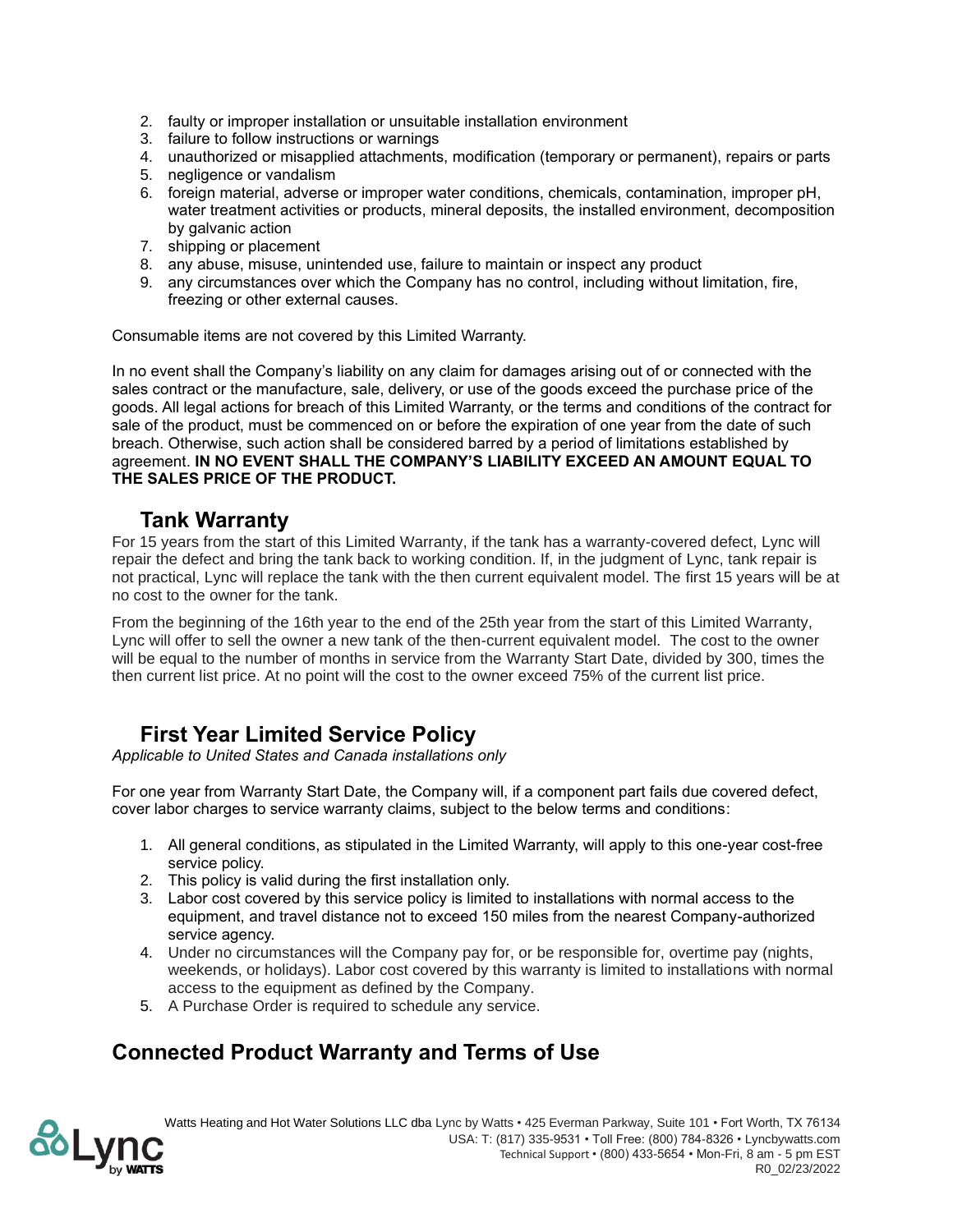2. faulty or improper installation or unsuitable installation environment
3. failure to follow instructions or warnings
4. unauthorized or misapplied attachments, modification (temporary or permanent), repairs or parts
5. negligence or vandalism
6. foreign material, adverse or improper water conditions, chemicals, contamination, improper pH, water treatment activities or products, mineral deposits, the installed environment, decomposition by galvanic action
7. shipping or placement
8. any abuse, misuse, unintended use, failure to maintain or inspect any product
9. any circumstances over which the Company has no control, including without limitation, fire, freezing or other external causes.

Consumable items are not covered by this Limited Warranty.

In no event shall the Company's liability on any claim for damages arising out of or connected with the sales contract or the manufacture, sale, delivery, or use of the goods exceed the purchase price of the goods. All legal actions for breach of this Limited Warranty, or the terms and conditions of the contract for sale of the product, must be commenced on or before the expiration of one year from the date of such breach. Otherwise, such action shall be considered barred by a period of limitations established by agreement. **IN NO EVENT SHALL THE COMPANY'S LIABILITY EXCEED AN AMOUNT EQUAL TO THE SALES PRICE OF THE PRODUCT.**

## Tank Warranty

For 15 years from the start of this Limited Warranty, if the tank has a warranty-covered defect, Lync will repair the defect and bring the tank back to working condition. If, in the judgment of Lync, tank repair is not practical, Lync will replace the tank with the then current equivalent model. The first 15 years will be at no cost to the owner for the tank.

From the beginning of the 16th year to the end of the 25th year from the start of this Limited Warranty, Lync will offer to sell the owner a new tank of the then-current equivalent model. The cost to the owner will be equal to the number of months in service from the Warranty Start Date, divided by 300, times the then current list price. At no point will the cost to the owner exceed 75% of the current list price.

## First Year Limited Service Policy

*Applicable to United States and Canada installations only*

For one year from Warranty Start Date, the Company will, if a component part fails due covered defect, cover labor charges to service warranty claims, subject to the below terms and conditions:

1. All general conditions, as stipulated in the Limited Warranty, will apply to this one-year cost-free service policy.
2. This policy is valid during the first installation only.
3. Labor cost covered by this service policy is limited to installations with normal access to the equipment, and travel distance not to exceed 150 miles from the nearest Company-authorized service agency.
4. Under no circumstances will the Company pay for, or be responsible for, overtime pay (nights, weekends, or holidays). Labor cost covered by this warranty is limited to installations with normal access to the equipment as defined by the Company.
5. A Purchase Order is required to schedule any service.

## Connected Product Warranty and Terms of Use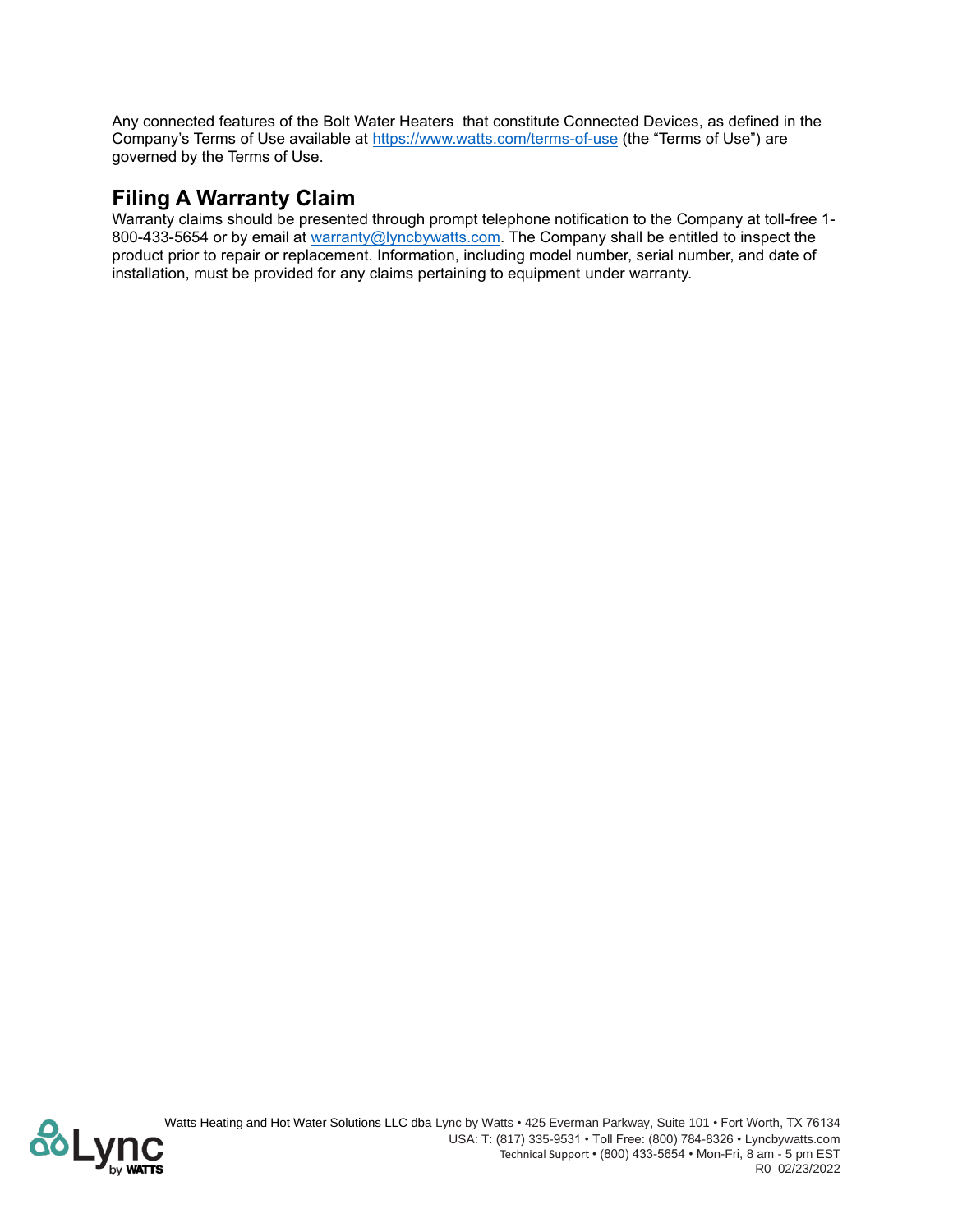Any connected features of the Bolt Water Heaters that constitute Connected Devices, as defined in the Company's Terms of Use available at https://www.watts.com/terms-of-use (the "Terms of Use") are governed by the Terms of Use.

## Filing A Warranty Claim

Warranty claims should be presented through prompt telephone notification to the Company at toll-free 1-800-433-5654 or by email at warranty@lyncbywatts.com. The Company shall be entitled to inspect the product prior to repair or replacement. Information, including model number, serial number, and date of installation, must be provided for any claims pertaining to equipment under warranty.